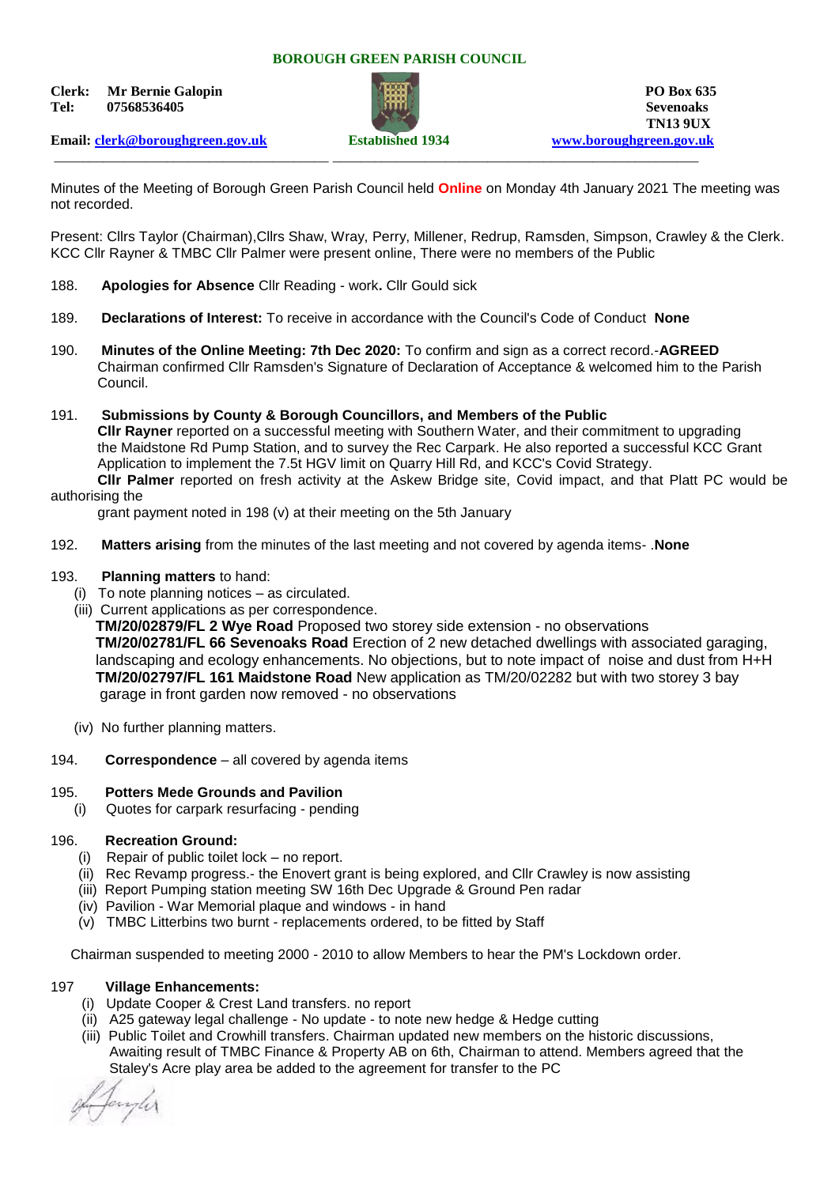**BOROUGH GREEN PARISH COUNCIL**

**Clerk:** **Mr Bernie Galopin**
**Tel:** **07568536405**

**Email:** clerk@boroughgreen.gov.uk

**Established 1934**

**PO Box 635**
**Sevenoaks**
**TN13 9UX**
www.boroughgreen.gov.uk

---

Minutes of the Meeting of Borough Green Parish Council held **Online** on Monday 4th January 2021 The meeting was not recorded.

Present: Cllrs Taylor (Chairman),Cllrs Shaw, Wray, Perry, Millener, Redrup, Ramsden, Simpson, Crawley & the Clerk. KCC Cllr Rayner & TMBC Cllr Palmer were present online, There were no members of the Public

188. **Apologies for Absence** Cllr Reading - work**.** Cllr Gould sick

189. **Declarations of Interest:** To receive in accordance with the Council's Code of Conduct **None**

190. **Minutes of the Online Meeting: 7th Dec 2020:** To confirm and sign as a correct record.-**AGREED**
Chairman confirmed Cllr Ramsden's Signature of Declaration of Acceptance & welcomed him to the Parish Council.

191. **Submissions by County & Borough Councillors, and Members of the Public**
**Cllr Rayner** reported on a successful meeting with Southern Water, and their commitment to upgrading the Maidstone Rd Pump Station, and to survey the Rec Carpark. He also reported a successful KCC Grant Application to implement the 7.5t HGV limit on Quarry Hill Rd, and KCC's Covid Strategy.
**Cllr Palmer** reported on fresh activity at the Askew Bridge site, Covid impact, and that Platt PC would be authorising the grant payment noted in 198 (v) at their meeting on the 5th January

192. **Matters arising** from the minutes of the last meeting and not covered by agenda items- .**None**

193. **Planning matters** to hand:
   (i) To note planning notices – as circulated.
   (iii) Current applications as per correspondence.
   **TM/20/02879/FL 2 Wye Road** Proposed two storey side extension - no observations
   **TM/20/02781/FL 66 Sevenoaks Road** Erection of 2 new detached dwellings with associated garaging, landscaping and ecology enhancements. No objections, but to note impact of noise and dust from H+H
   **TM/20/02797/FL 161 Maidstone Road** New application as TM/20/02282 but with two storey 3 bay garage in front garden now removed - no observations

   (iv) No further planning matters.

194. **Correspondence** – all covered by agenda items

195. **Potters Mede Grounds and Pavilion**
   (i) Quotes for carpark resurfacing - pending

196. **Recreation Ground:**
   (i) Repair of public toilet lock – no report.
   (ii) Rec Revamp progress.- the Enovert grant is being explored, and Cllr Crawley is now assisting
   (iii) Report Pumping station meeting SW 16th Dec Upgrade & Ground Pen radar
   (iv) Pavilion - War Memorial plaque and windows - in hand
   (v) TMBC Litterbins two burnt - replacements ordered, to be fitted by Staff

Chairman suspended to meeting 2000 - 2010 to allow Members to hear the PM's Lockdown order.

197 **Village Enhancements:**
   (i) Update Cooper & Crest Land transfers. no report
   (ii) A25 gateway legal challenge - No update - to note new hedge & Hedge cutting
   (iii) Public Toilet and Crowhill transfers. Chairman updated new members on the historic discussions, Awaiting result of TMBC Finance & Property AB on 6th, Chairman to attend. Members agreed that the Staley's Acre play area be added to the agreement for transfer to the PC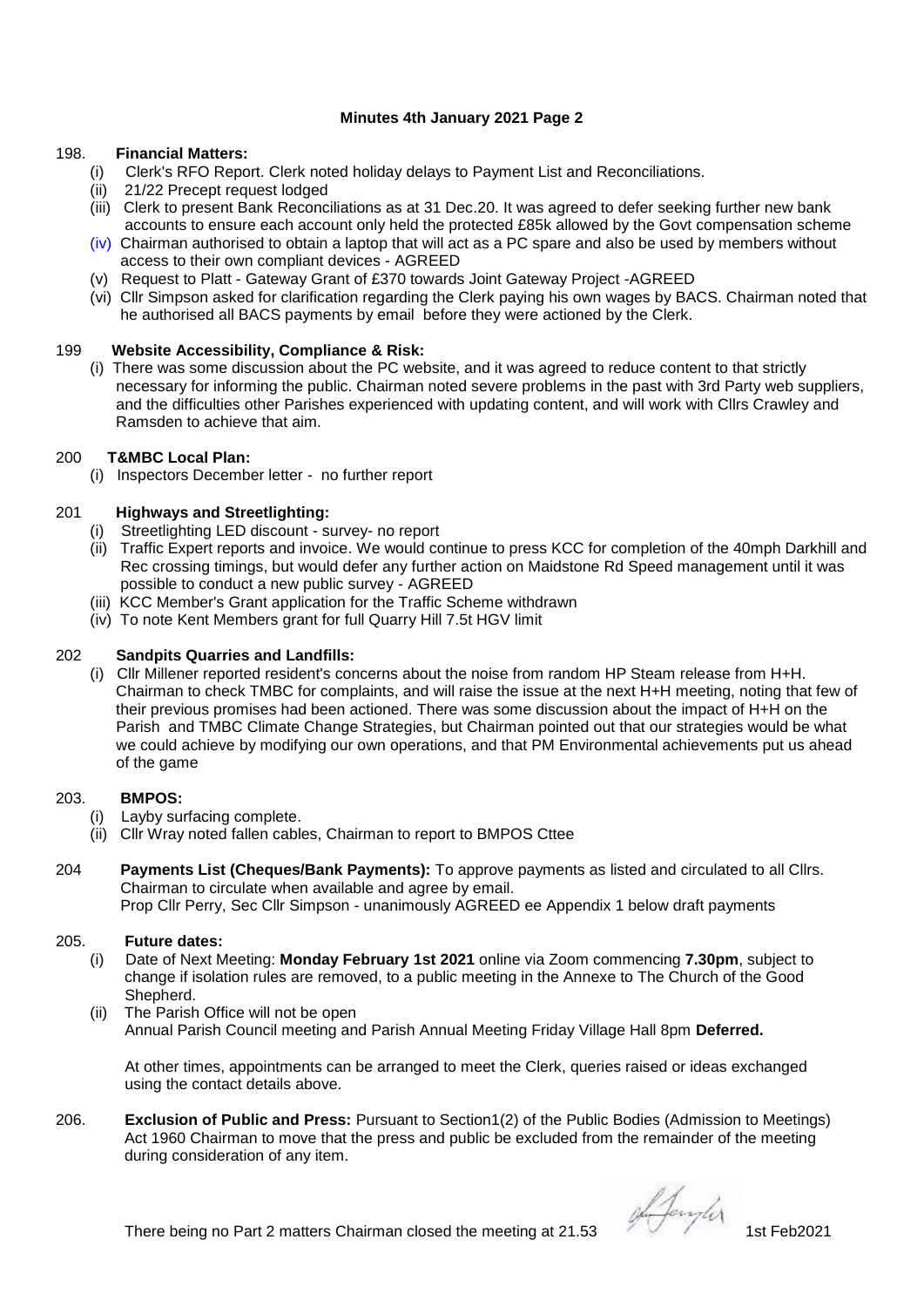**Minutes 4th January 2021 Page 2**

198. **Financial Matters:**

   (i) Clerk's RFO Report. Clerk noted holiday delays to Payment List and Reconciliations.

   (ii) 21/22 Precept request lodged

   (iii) Clerk to present Bank Reconciliations as at 31 Dec.20. It was agreed to defer seeking further new bank accounts to ensure each account only held the protected £85k allowed by the Govt compensation scheme

   (iv) Chairman authorised to obtain a laptop that will act as a PC spare and also be used by members without access to their own compliant devices - AGREED

   (v) Request to Platt - Gateway Grant of £370 towards Joint Gateway Project -AGREED

   (vi) Cllr Simpson asked for clarification regarding the Clerk paying his own wages by BACS. Chairman noted that he authorised all BACS payments by email before they were actioned by the Clerk.

199 **Website Accessibility, Compliance & Risk:**

   (i) There was some discussion about the PC website, and it was agreed to reduce content to that strictly necessary for informing the public. Chairman noted severe problems in the past with 3rd Party web suppliers, and the difficulties other Parishes experienced with updating content, and will work with Cllrs Crawley and Ramsden to achieve that aim.

200 **T&MBC Local Plan:**

   (i) Inspectors December letter - no further report

201 **Highways and Streetlighting:**

   (i) Streetlighting LED discount - survey- no report

   (ii) Traffic Expert reports and invoice. We would continue to press KCC for completion of the 40mph Darkhill and Rec crossing timings, but would defer any further action on Maidstone Rd Speed management until it was possible to conduct a new public survey - AGREED

   (iii) KCC Member's Grant application for the Traffic Scheme withdrawn

   (iv) To note Kent Members grant for full Quarry Hill 7.5t HGV limit

202 **Sandpits Quarries and Landfills:**

   (i) Cllr Millener reported resident's concerns about the noise from random HP Steam release from H+H. Chairman to check TMBC for complaints, and will raise the issue at the next H+H meeting, noting that few of their previous promises had been actioned. There was some discussion about the impact of H+H on the Parish and TMBC Climate Change Strategies, but Chairman pointed out that our strategies would be what we could achieve by modifying our own operations, and that PM Environmental achievements put us ahead of the game

203. **BMPOS:**

   (i) Layby surfacing complete.

   (ii) Cllr Wray noted fallen cables, Chairman to report to BMPOS Cttee

204 **Payments List (Cheques/Bank Payments):** To approve payments as listed and circulated to all Cllrs. Chairman to circulate when available and agree by email.
Prop Cllr Perry, Sec Cllr Simpson - unanimously AGREED ee Appendix 1 below draft payments

205. **Future dates:**

   (i) Date of Next Meeting: **Monday February 1st 2021** online via Zoom commencing **7.30pm**, subject to change if isolation rules are removed, to a public meeting in the Annexe to The Church of the Good Shepherd.

   (ii) The Parish Office will not be open
   Annual Parish Council meeting and Parish Annual Meeting Friday Village Hall 8pm **Deferred.**

   At other times, appointments can be arranged to meet the Clerk, queries raised or ideas exchanged using the contact details above.

206. **Exclusion of Public and Press:** Pursuant to Section1(2) of the Public Bodies (Admission to Meetings) Act 1960 Chairman to move that the press and public be excluded from the remainder of the meeting during consideration of any item.

There being no Part 2 matters Chairman closed the meeting at 21.53 1st Feb2021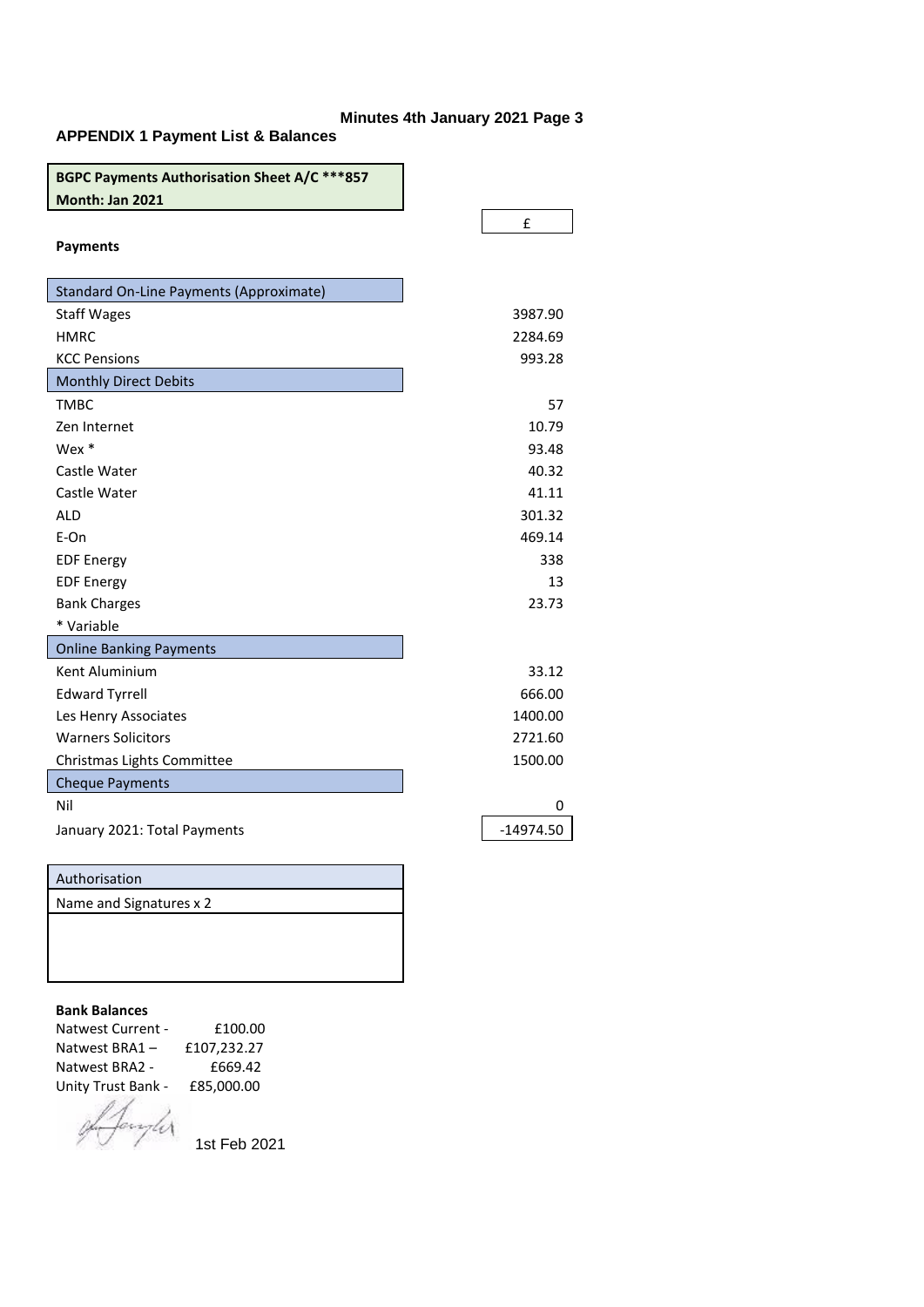**APPENDIX 1 Payment List & Balances**

**BGPC Payments Authorisation Sheet A/C ***857**
**Month: Jan 2021**

**Payments**

| | £ |
|---|---|
| Standard On-Line Payments (Approximate) | |
| Staff Wages | 3987.90 |
| HMRC | 2284.69 |
| KCC Pensions | 993.28 |
| Monthly Direct Debits | |
| TMBC | 57 |
| Zen Internet | 10.79 |
| Wex * | 93.48 |
| Castle Water | 40.32 |
| Castle Water | 41.11 |
| ALD | 301.32 |
| E-On | 469.14 |
| EDF Energy | 338 |
| EDF Energy | 13 |
| Bank Charges | 23.73 |
| * Variable | |
| Online Banking Payments | |
| Kent Aluminium | 33.12 |
| Edward Tyrrell | 666.00 |
| Les Henry Associates | 1400.00 |
| Warners Solicitors | 2721.60 |
| Christmas Lights Committee | 1500.00 |
| Cheque Payments | |
| Nil | 0 |
| January 2021: Total Payments | -14974.50 |

| Authorisation |
|---|
| Name and Signatures x 2 |
| |

**Bank Balances**

Natwest Current - £100.00
Natwest BRA1 – £107,232.27
Natwest BRA2 - £669.42
Unity Trust Bank - £85,000.00

1st Feb 2021